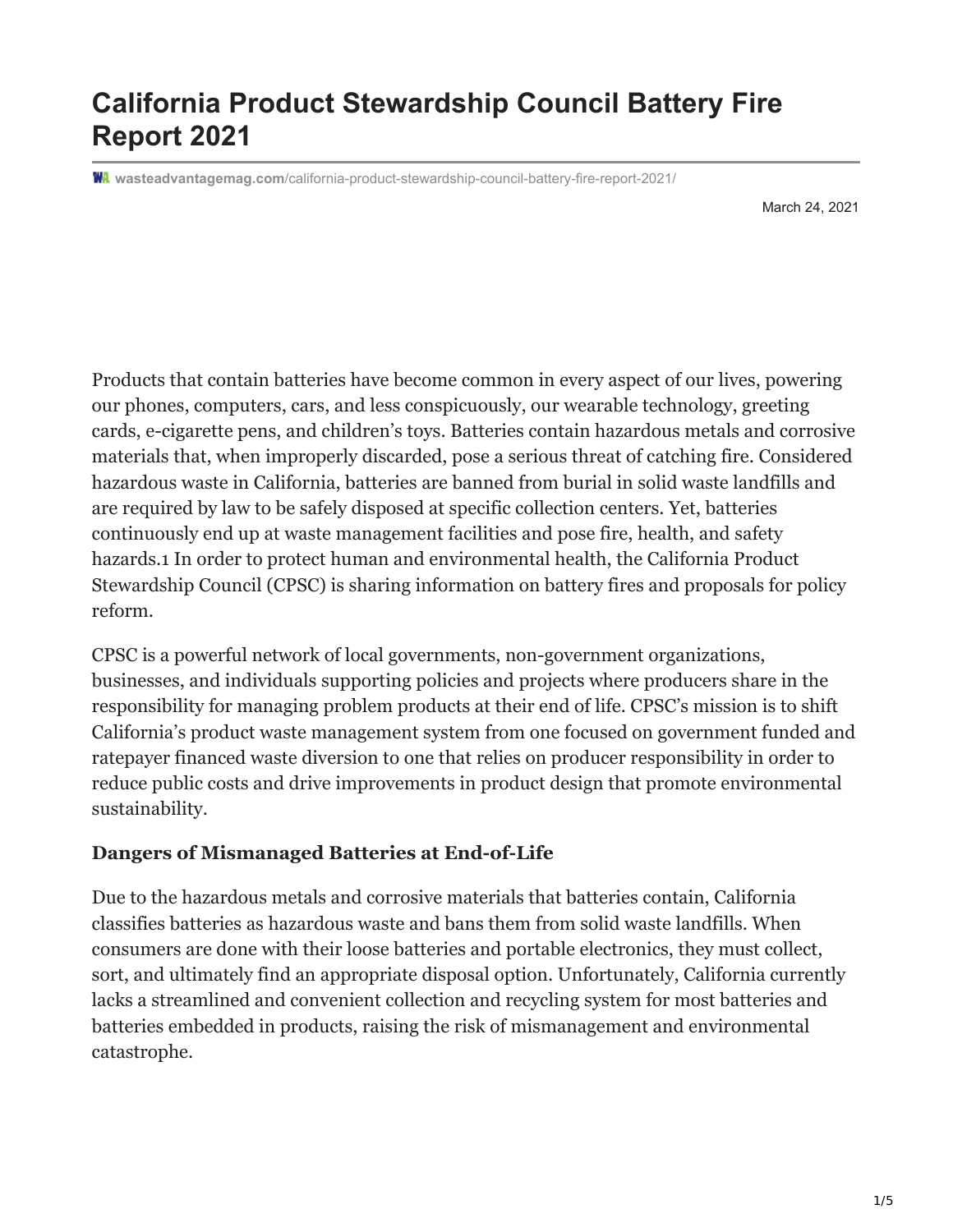# California Product Stewardship Council Battery Fire Report 2021

wasteadvantagemag.com/california-product-stewardship-council-battery-fire-report-2021/

March 24, 2021

Products that contain batteries have become common in every aspect of our lives, powering our phones, computers, cars, and less conspicuously, our wearable technology, greeting cards, e-cigarette pens, and children's toys. Batteries contain hazardous metals and corrosive materials that, when improperly discarded, pose a serious threat of catching fire. Considered hazardous waste in California, batteries are banned from burial in solid waste landfills and are required by law to be safely disposed at specific collection centers. Yet, batteries continuously end up at waste management facilities and pose fire, health, and safety hazards.[1] In order to protect human and environmental health, the California Product Stewardship Council (CPSC) is sharing information on battery fires and proposals for policy reform.

CPSC is a powerful network of local governments, non-government organizations, businesses, and individuals supporting policies and projects where producers share in the responsibility for managing problem products at their end of life. CPSC's mission is to shift California's product waste management system from one focused on government funded and ratepayer financed waste diversion to one that relies on producer responsibility in order to reduce public costs and drive improvements in product design that promote environmental sustainability.

**Dangers of Mismanaged Batteries at End-of-Life**

Due to the hazardous metals and corrosive materials that batteries contain, California classifies batteries as hazardous waste and bans them from solid waste landfills. When consumers are done with their loose batteries and portable electronics, they must collect, sort, and ultimately find an appropriate disposal option. Unfortunately, California currently lacks a streamlined and convenient collection and recycling system for most batteries and batteries embedded in products, raising the risk of mismanagement and environmental catastrophe.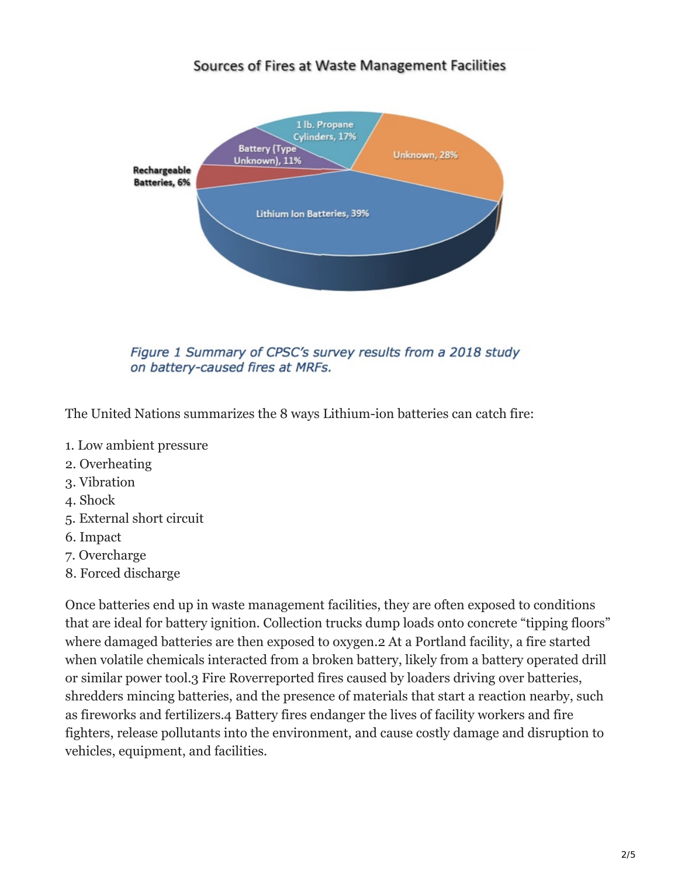Figure 1 Summary of CPSC's survey results from a 2018 study on battery-caused fires at MRFs.

The United Nations summarizes the 8 ways Lithium-ion batteries can catch fire:

1. Low ambient pressure
2. Overheating
3. Vibration
4. Shock
5. External short circuit
6. Impact
7. Overcharge
8. Forced discharge

Once batteries end up in waste management facilities, they are often exposed to conditions that are ideal for battery ignition. Collection trucks dump loads onto concrete "tipping floors" where damaged batteries are then exposed to oxygen.2 At a Portland facility, a fire started when volatile chemicals interacted from a broken battery, likely from a battery operated drill or similar power tool.3 Fire Roverreported fires caused by loaders driving over batteries, shredders mincing batteries, and the presence of materials that start a reaction nearby, such as fireworks and fertilizers.4 Battery fires endanger the lives of facility workers and fire fighters, release pollutants into the environment, and cause costly damage and disruption to vehicles, equipment, and facilities.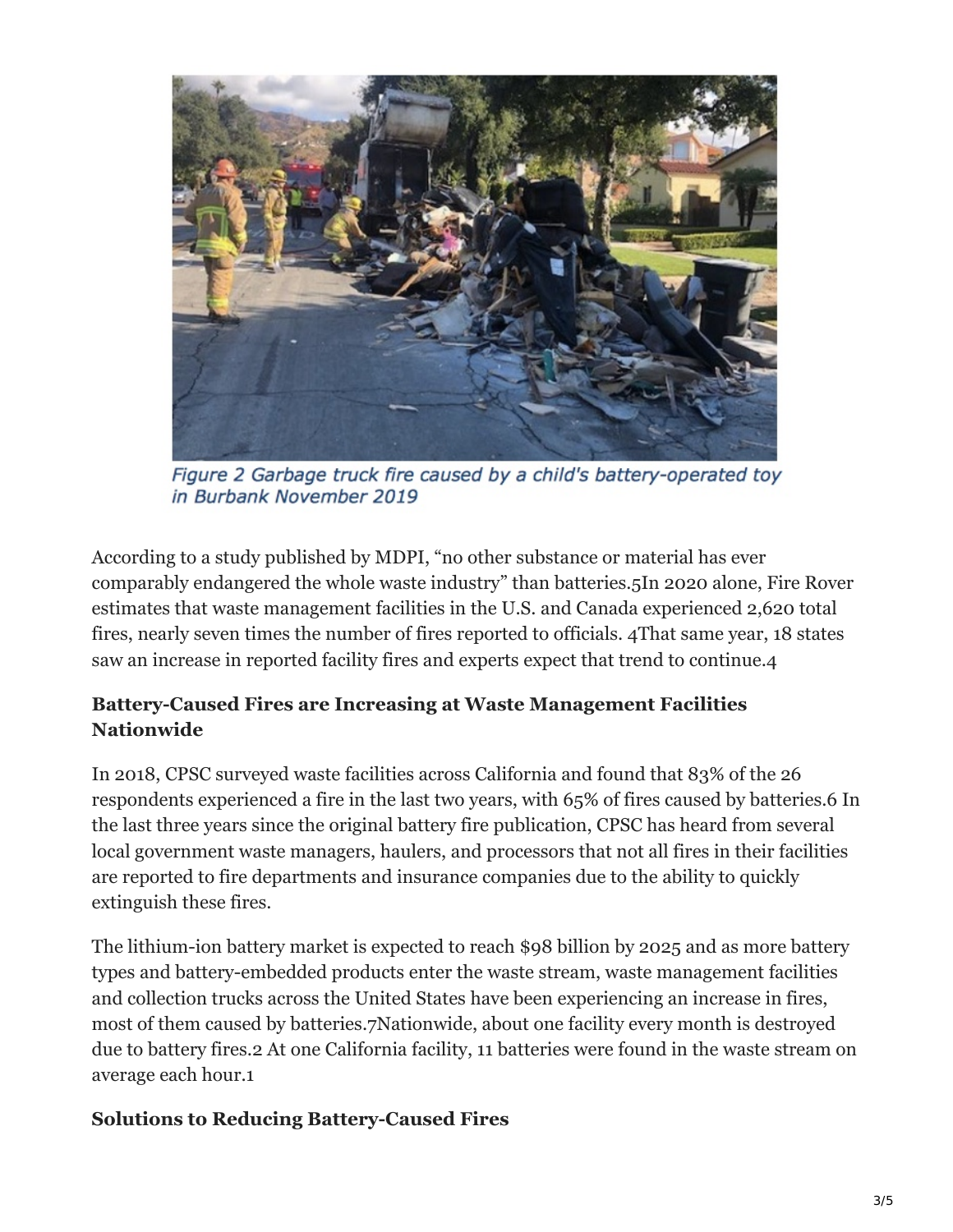*Figure 2 Garbage truck fire caused by a child's battery-operated toy in Burbank November 2019*

According to a study published by MDPI, “no other substance or material has ever comparably endangered the whole waste industry” than batteries.[5] In 2020 alone, Fire Rover estimates that waste management facilities in the U.S. and Canada experienced 2,620 total fires, nearly seven times the number of fires reported to officials.[4] That same year, 18 states saw an increase in reported facility fires and experts expect that trend to continue.[4]

### Battery-Caused Fires are Increasing at Waste Management Facilities Nationwide

In 2018, CPSC surveyed waste facilities across California and found that 83% of the 26 respondents experienced a fire in the last two years, with 65% of fires caused by batteries.[6] In the last three years since the original battery fire publication, CPSC has heard from several local government waste managers, haulers, and processors that not all fires in their facilities are reported to fire departments and insurance companies due to the ability to quickly extinguish these fires.

The lithium-ion battery market is expected to reach $98 billion by 2025 and as more battery types and battery-embedded products enter the waste stream, waste management facilities and collection trucks across the United States have been experiencing an increase in fires, most of them caused by batteries.[7] Nationwide, about one facility every month is destroyed due to battery fires.[2] At one California facility, 11 batteries were found in the waste stream on average each hour.[1]

### Solutions to Reducing Battery-Caused Fires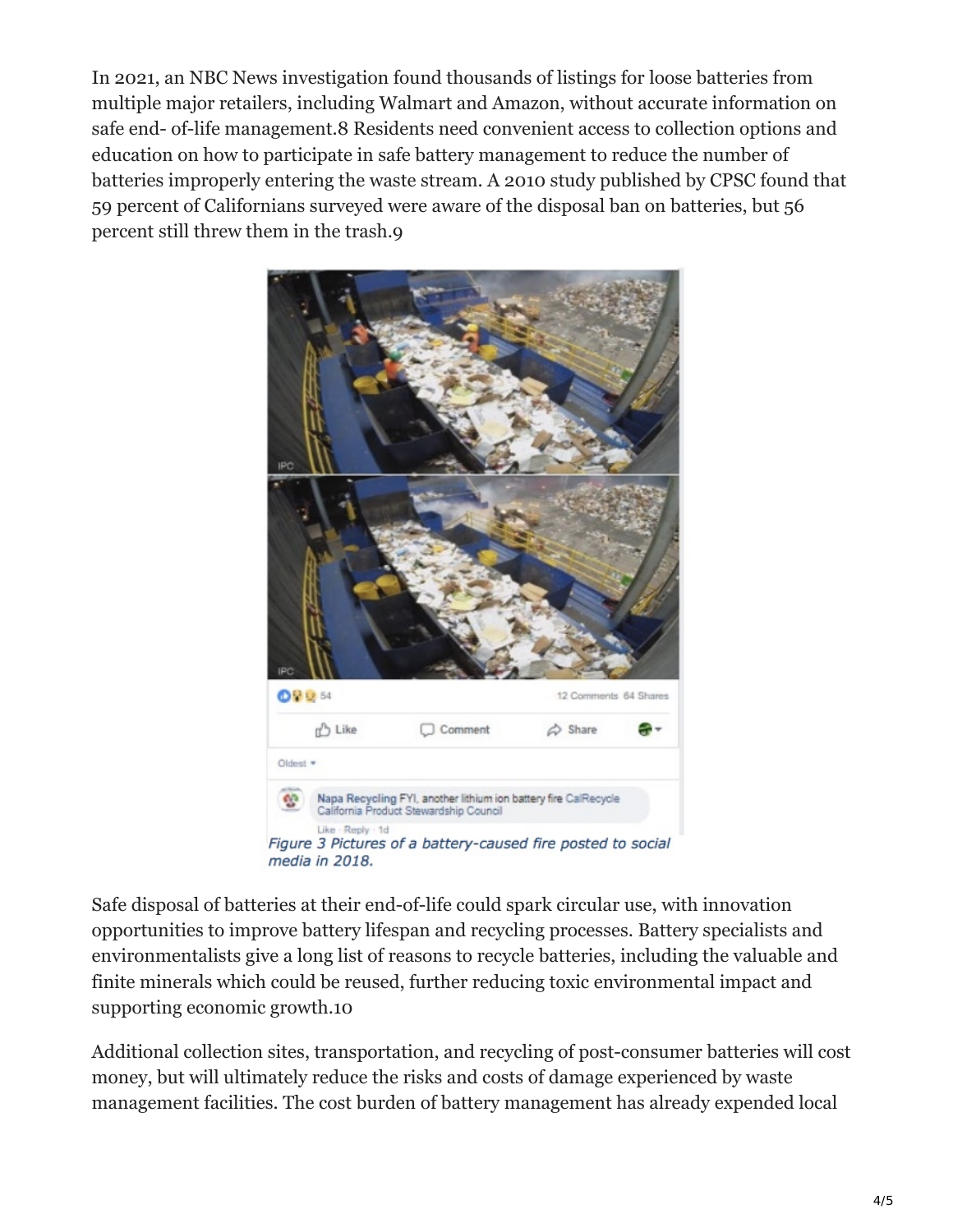In 2021, an NBC News investigation found thousands of listings for loose batteries from multiple major retailers, including Walmart and Amazon, without accurate information on safe end- of-life management.8 Residents need convenient access to collection options and education on how to participate in safe battery management to reduce the number of batteries improperly entering the waste stream. A 2010 study published by CPSC found that 59 percent of Californians surveyed were aware of the disposal ban on batteries, but 56 percent still threw them in the trash.9

*Figure 3 Pictures of a battery-caused fire posted to social media in 2018.*

Safe disposal of batteries at their end-of-life could spark circular use, with innovation opportunities to improve battery lifespan and recycling processes. Battery specialists and environmentalists give a long list of reasons to recycle batteries, including the valuable and finite minerals which could be reused, further reducing toxic environmental impact and supporting economic growth.10

Additional collection sites, transportation, and recycling of post-consumer batteries will cost money, but will ultimately reduce the risks and costs of damage experienced by waste management facilities. The cost burden of battery management has already expended local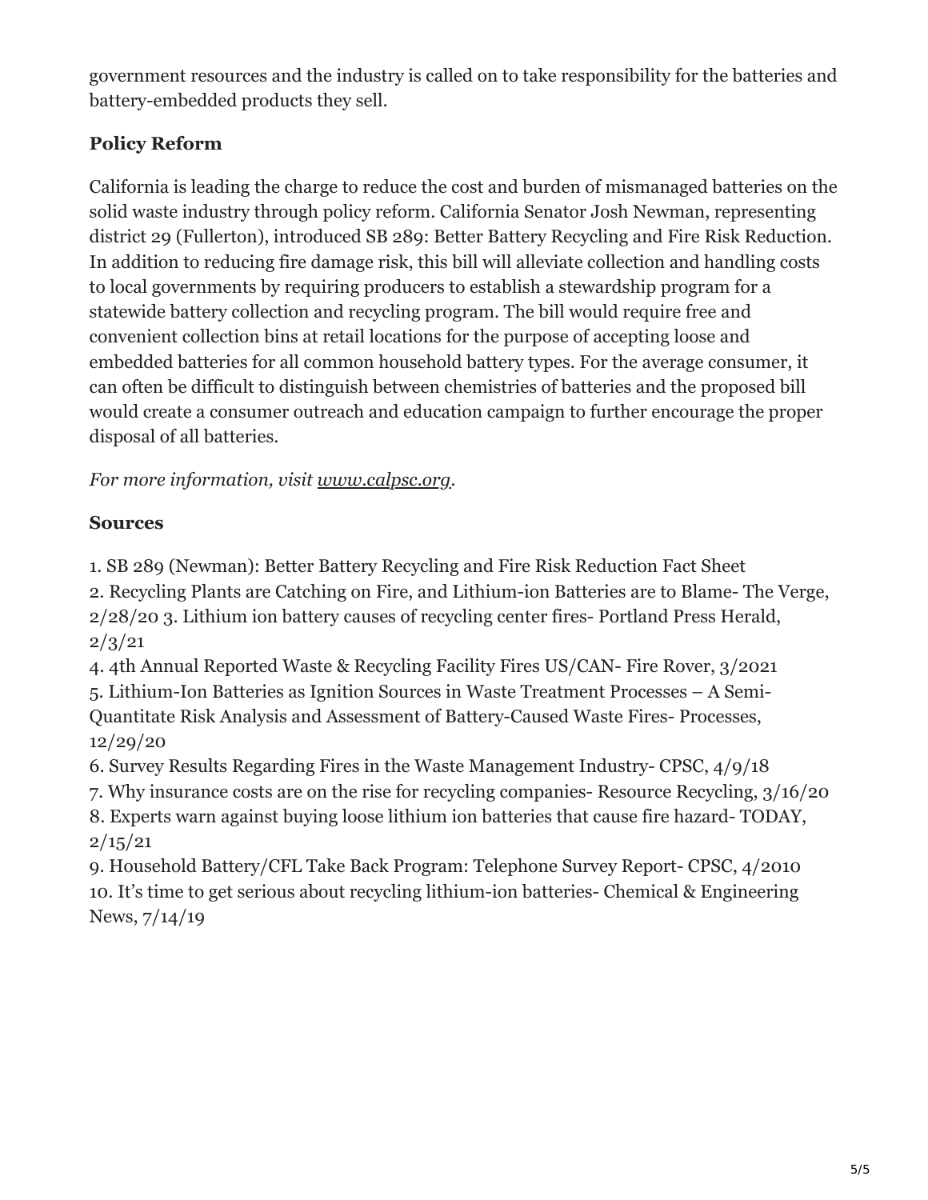government resources and the industry is called on to take responsibility for the batteries and battery-embedded products they sell.

### Policy Reform

California is leading the charge to reduce the cost and burden of mismanaged batteries on the solid waste industry through policy reform. California Senator Josh Newman, representing district 29 (Fullerton), introduced SB 289: Better Battery Recycling and Fire Risk Reduction. In addition to reducing fire damage risk, this bill will alleviate collection and handling costs to local governments by requiring producers to establish a stewardship program for a statewide battery collection and recycling program. The bill would require free and convenient collection bins at retail locations for the purpose of accepting loose and embedded batteries for all common household battery types. For the average consumer, it can often be difficult to distinguish between chemistries of batteries and the proposed bill would create a consumer outreach and education campaign to further encourage the proper disposal of all batteries.

*For more information, visit www.calpsc.org.*

### Sources

1. SB 289 (Newman): Better Battery Recycling and Fire Risk Reduction Fact Sheet
2. Recycling Plants are Catching on Fire, and Lithium-ion Batteries are to Blame- The Verge, 2/28/20 3. Lithium ion battery causes of recycling center fires- Portland Press Herald, 2/3/21
4. 4th Annual Reported Waste & Recycling Facility Fires US/CAN- Fire Rover, 3/2021
5. Lithium-Ion Batteries as Ignition Sources in Waste Treatment Processes – A Semi-Quantitate Risk Analysis and Assessment of Battery-Caused Waste Fires- Processes, 12/29/20
6. Survey Results Regarding Fires in the Waste Management Industry- CPSC, 4/9/18
7. Why insurance costs are on the rise for recycling companies- Resource Recycling, 3/16/20
8. Experts warn against buying loose lithium ion batteries that cause fire hazard- TODAY, 2/15/21
9. Household Battery/CFL Take Back Program: Telephone Survey Report- CPSC, 4/2010
10. It's time to get serious about recycling lithium-ion batteries- Chemical & Engineering News, 7/14/19